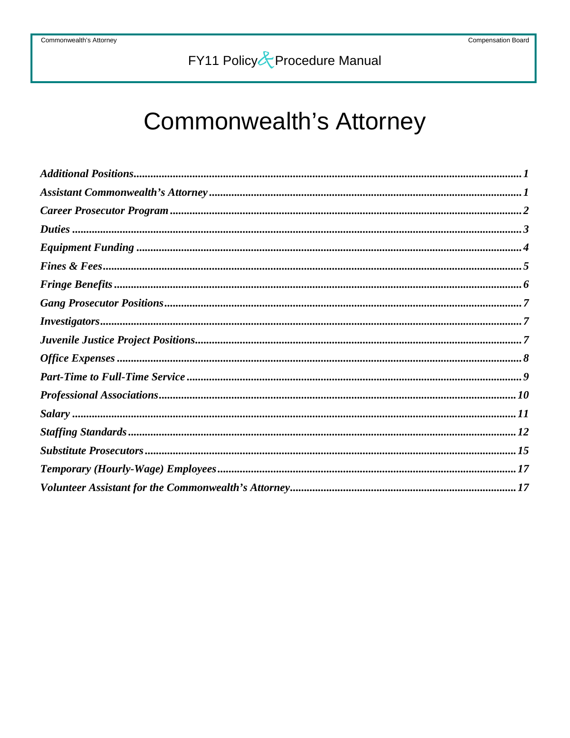# Commonwealth's Attorney

*Additional Positions* ........ *1*
*Assistant Commonwealth's Attorney* ........ *1*
*Career Prosecutor Program* ........ *2*
*Duties* ........ *3*
*Equipment Funding* ........ *4*
*Fines & Fees* ........ *5*
*Fringe Benefits* ........ *6*
*Gang Prosecutor Positions* ........ *7*
*Investigators* ........ *7*
*Juvenile Justice Project Positions* ........ *7*
*Office Expenses* ........ *8*
*Part-Time to Full-Time Service* ........ *9*
*Professional Associations* ........ *10*
*Salary* ........ *11*
*Staffing Standards* ........ *12*
*Substitute Prosecutors* ........ *15*
*Temporary (Hourly-Wage) Employees* ........ *17*
*Volunteer Assistant for the Commonwealth's Attorney* ........ *17*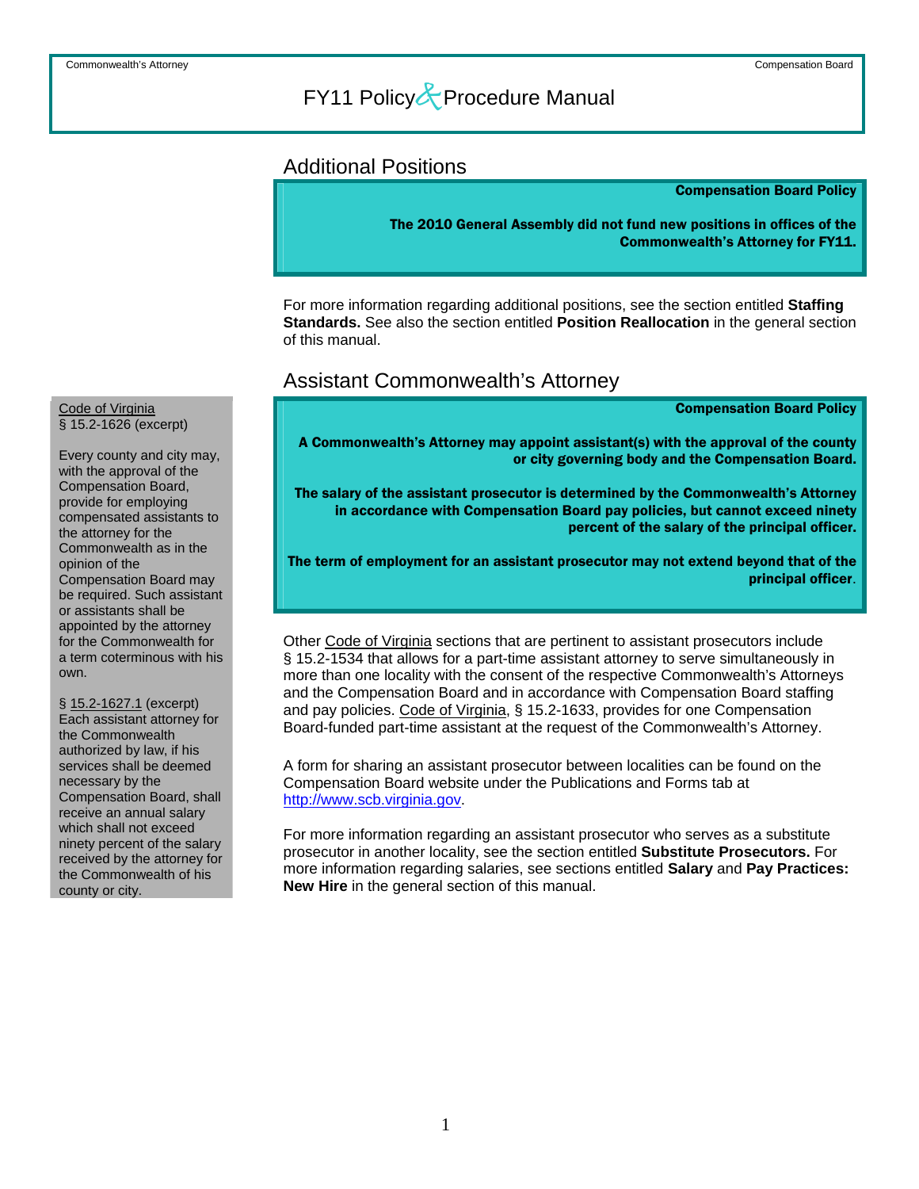## Additional Positions

**Compensation Board Policy**

**The 2010 General Assembly did not fund new positions in offices of the Commonwealth's Attorney for FY11.**

For more information regarding additional positions, see the section entitled **Staffing Standards.** See also the section entitled **Position Reallocation** in the general section of this manual.

## Assistant Commonwealth's Attorney

**Compensation Board Policy**

**A Commonwealth's Attorney may appoint assistant(s) with the approval of the county or city governing body and the Compensation Board.**

**The salary of the assistant prosecutor is determined by the Commonwealth's Attorney in accordance with Compensation Board pay policies, but cannot exceed ninety percent of the salary of the principal officer.**

**The term of employment for an assistant prosecutor may not extend beyond that of the principal officer.**

Code of Virginia § 15.2-1626 (excerpt)

Every county and city may, with the approval of the Compensation Board, provide for employing compensated assistants to the attorney for the Commonwealth as in the opinion of the Compensation Board may be required. Such assistant or assistants shall be appointed by the attorney for the Commonwealth for a term coterminous with his own.

§ 15.2-1627.1 (excerpt)
Each assistant attorney for the Commonwealth authorized by law, if his services shall be deemed necessary by the Compensation Board, shall receive an annual salary which shall not exceed ninety percent of the salary received by the attorney for the Commonwealth of his county or city.

Other Code of Virginia sections that are pertinent to assistant prosecutors include § 15.2-1534 that allows for a part-time assistant attorney to serve simultaneously in more than one locality with the consent of the respective Commonwealth's Attorneys and the Compensation Board and in accordance with Compensation Board staffing and pay policies. Code of Virginia, § 15.2-1633, provides for one Compensation Board-funded part-time assistant at the request of the Commonwealth's Attorney.

A form for sharing an assistant prosecutor between localities can be found on the Compensation Board website under the Publications and Forms tab at http://www.scb.virginia.gov.

For more information regarding an assistant prosecutor who serves as a substitute prosecutor in another locality, see the section entitled **Substitute Prosecutors.** For more information regarding salaries, see sections entitled **Salary** and **Pay Practices: New Hire** in the general section of this manual.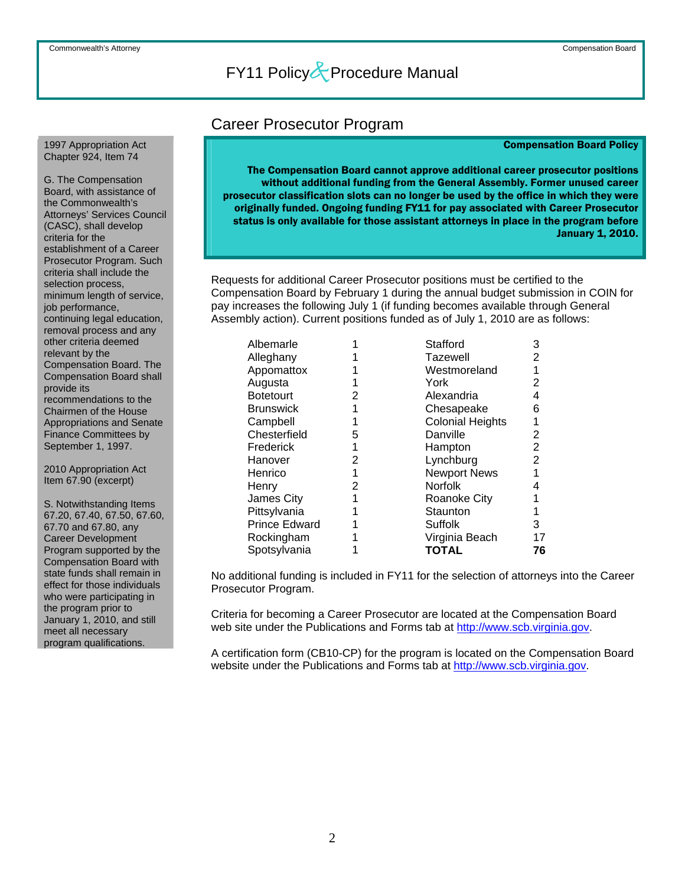## Career Prosecutor Program

1997 Appropriation Act Chapter 924, Item 74

G. The Compensation Board, with assistance of the Commonwealth's Attorneys' Services Council (CASC), shall develop criteria for the establishment of a Career Prosecutor Program. Such criteria shall include the selection process, minimum length of service, job performance, continuing legal education, removal process and any other criteria deemed relevant by the Compensation Board. The Compensation Board shall provide its recommendations to the Chairmen of the House Appropriations and Senate Finance Committees by September 1, 1997.

2010 Appropriation Act Item 67.90 (excerpt)

S. Notwithstanding Items 67.20, 67.40, 67.50, 67.60, 67.70 and 67.80, any Career Development Program supported by the Compensation Board with state funds shall remain in effect for those individuals who were participating in the program prior to January 1, 2010, and still meet all necessary program qualifications.

**Compensation Board Policy**

**The Compensation Board cannot approve additional career prosecutor positions without additional funding from the General Assembly. Former unused career prosecutor classification slots can no longer be used by the office in which they were originally funded. Ongoing funding FY11 for pay associated with Career Prosecutor status is only available for those assistant attorneys in place in the program before January 1, 2010.**

Requests for additional Career Prosecutor positions must be certified to the Compensation Board by February 1 during the annual budget submission in COIN for pay increases the following July 1 (if funding becomes available through General Assembly action). Current positions funded as of July 1, 2010 are as follows:

| | | | |
|---|---|---|---|
| Albemarle | 1 | Stafford | 3 |
| Alleghany | 1 | Tazewell | 2 |
| Appomattox | 1 | Westmoreland | 1 |
| Augusta | 1 | York | 2 |
| Botetourt | 2 | Alexandria | 4 |
| Brunswick | 1 | Chesapeake | 6 |
| Campbell | 1 | Colonial Heights | 1 |
| Chesterfield | 5 | Danville | 2 |
| Frederick | 1 | Hampton | 2 |
| Hanover | 2 | Lynchburg | 2 |
| Henrico | 1 | Newport News | 1 |
| Henry | 2 | Norfolk | 4 |
| James City | 1 | Roanoke City | 1 |
| Pittsylvania | 1 | Staunton | 1 |
| Prince Edward | 1 | Suffolk | 3 |
| Rockingham | 1 | Virginia Beach | 17 |
| Spotsylvania | 1 | **TOTAL** | **76** |

No additional funding is included in FY11 for the selection of attorneys into the Career Prosecutor Program.

Criteria for becoming a Career Prosecutor are located at the Compensation Board web site under the Publications and Forms tab at http://www.scb.virginia.gov.

A certification form (CB10-CP) for the program is located on the Compensation Board website under the Publications and Forms tab at http://www.scb.virginia.gov.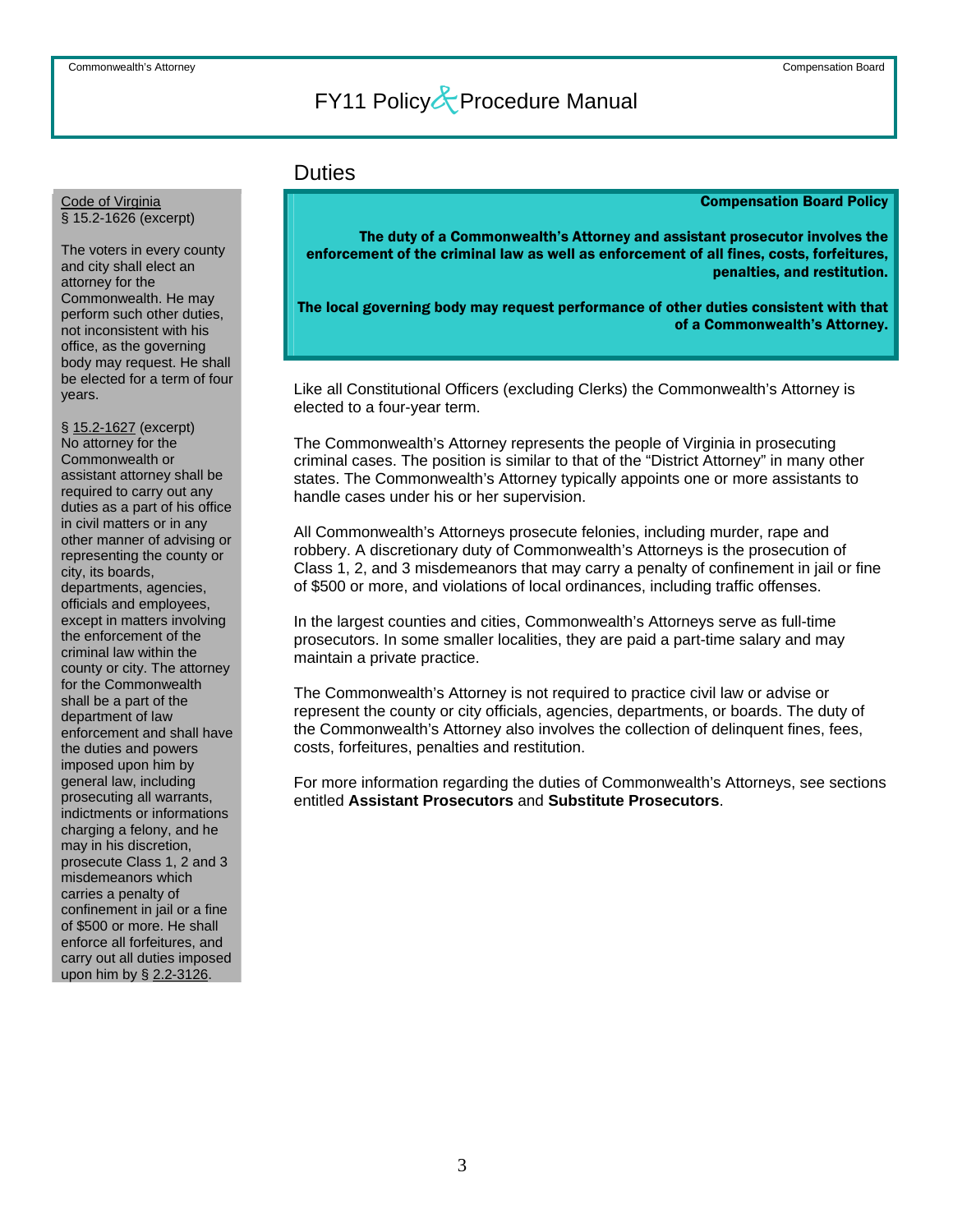## Duties

**Compensation Board Policy**

**The duty of a Commonwealth's Attorney and assistant prosecutor involves the enforcement of the criminal law as well as enforcement of all fines, costs, forfeitures, penalties, and restitution.**

**The local governing body may request performance of other duties consistent with that of a Commonwealth's Attorney.**

Like all Constitutional Officers (excluding Clerks) the Commonwealth's Attorney is elected to a four-year term.

The Commonwealth's Attorney represents the people of Virginia in prosecuting criminal cases. The position is similar to that of the "District Attorney" in many other states. The Commonwealth's Attorney typically appoints one or more assistants to handle cases under his or her supervision.

All Commonwealth's Attorneys prosecute felonies, including murder, rape and robbery. A discretionary duty of Commonwealth's Attorneys is the prosecution of Class 1, 2, and 3 misdemeanors that may carry a penalty of confinement in jail or fine of $500 or more, and violations of local ordinances, including traffic offenses.

In the largest counties and cities, Commonwealth's Attorneys serve as full-time prosecutors. In some smaller localities, they are paid a part-time salary and may maintain a private practice.

The Commonwealth's Attorney is not required to practice civil law or advise or represent the county or city officials, agencies, departments, or boards. The duty of the Commonwealth's Attorney also involves the collection of delinquent fines, fees, costs, forfeitures, penalties and restitution.

For more information regarding the duties of Commonwealth's Attorneys, see sections entitled **Assistant Prosecutors** and **Substitute Prosecutors**.

Code of Virginia
§ 15.2-1626 (excerpt)

The voters in every county and city shall elect an attorney for the Commonwealth. He may perform such other duties, not inconsistent with his office, as the governing body may request. He shall be elected for a term of four years.

§ 15.2-1627 (excerpt)
No attorney for the Commonwealth or assistant attorney shall be required to carry out any duties as a part of his office in civil matters or in any other manner of advising or representing the county or city, its boards, departments, agencies, officials and employees, except in matters involving the enforcement of the criminal law within the county or city. The attorney for the Commonwealth shall be a part of the department of law enforcement and shall have the duties and powers imposed upon him by general law, including prosecuting all warrants, indictments or informations charging a felony, and he may in his discretion, prosecute Class 1, 2 and 3 misdemeanors which carries a penalty of confinement in jail or a fine of $500 or more. He shall enforce all forfeitures, and carry out all duties imposed upon him by § 2.2-3126.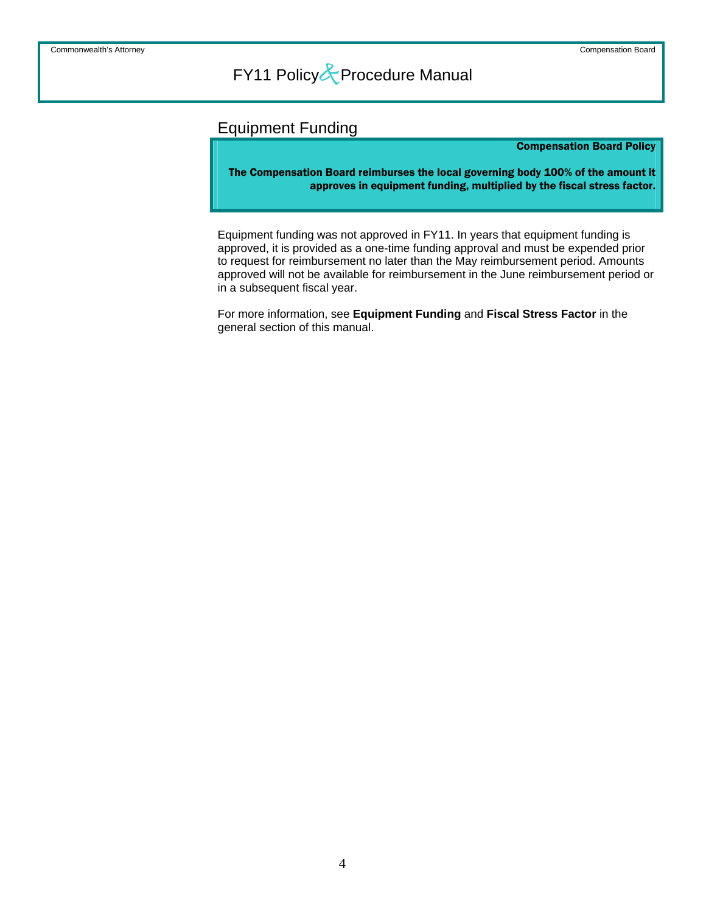## Equipment Funding

**Compensation Board Policy**

**The Compensation Board reimburses the local governing body 100% of the amount it approves in equipment funding, multiplied by the fiscal stress factor.**

Equipment funding was not approved in FY11. In years that equipment funding is approved, it is provided as a one-time funding approval and must be expended prior to request for reimbursement no later than the May reimbursement period. Amounts approved will not be available for reimbursement in the June reimbursement period or in a subsequent fiscal year.

For more information, see **Equipment Funding** and **Fiscal Stress Factor** in the general section of this manual.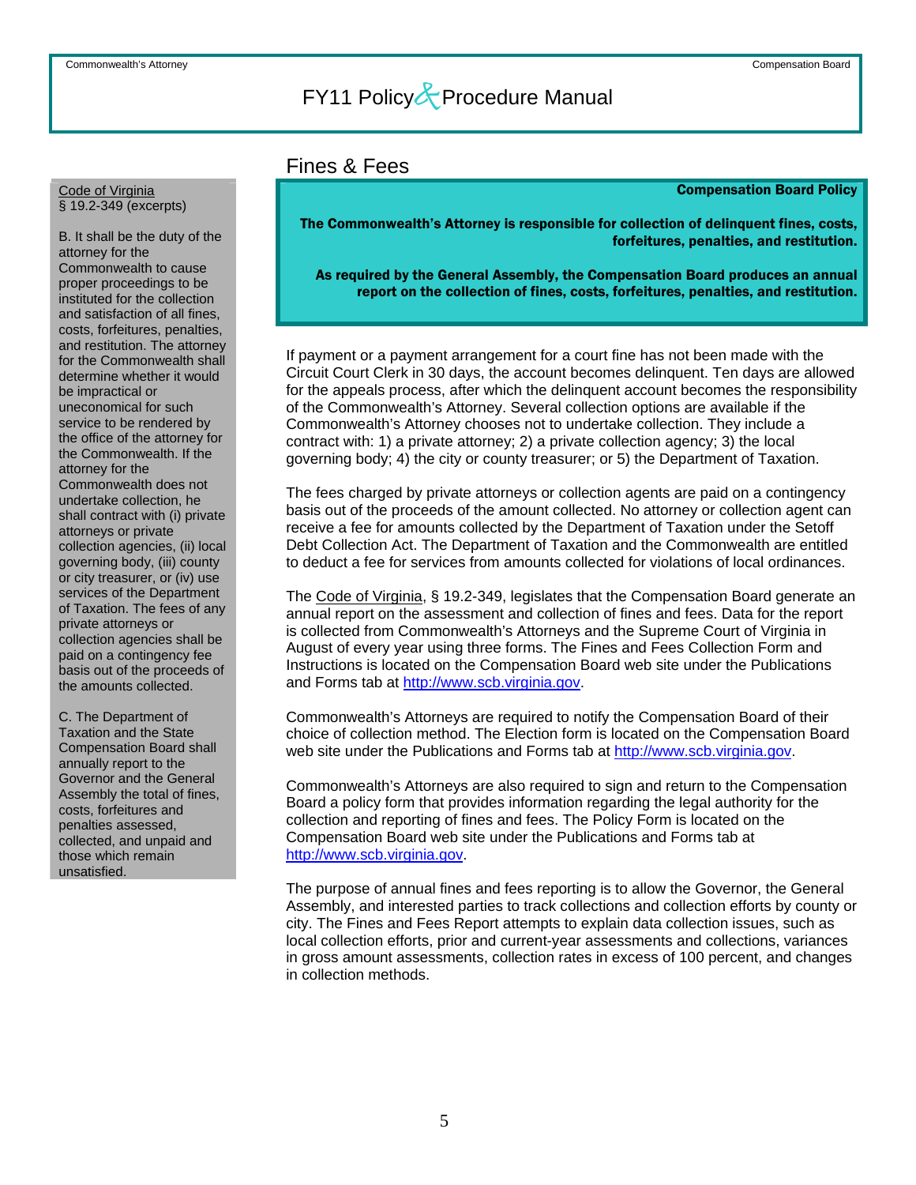## Fines & Fees

**Compensation Board Policy**

**The Commonwealth's Attorney is responsible for collection of delinquent fines, costs, forfeitures, penalties, and restitution.**

**As required by the General Assembly, the Compensation Board produces an annual report on the collection of fines, costs, forfeitures, penalties, and restitution.**

If payment or a payment arrangement for a court fine has not been made with the Circuit Court Clerk in 30 days, the account becomes delinquent. Ten days are allowed for the appeals process, after which the delinquent account becomes the responsibility of the Commonwealth's Attorney. Several collection options are available if the Commonwealth's Attorney chooses not to undertake collection. They include a contract with: 1) a private attorney; 2) a private collection agency; 3) the local governing body; 4) the city or county treasurer; or 5) the Department of Taxation.

The fees charged by private attorneys or collection agents are paid on a contingency basis out of the proceeds of the amount collected. No attorney or collection agent can receive a fee for amounts collected by the Department of Taxation under the Setoff Debt Collection Act. The Department of Taxation and the Commonwealth are entitled to deduct a fee for services from amounts collected for violations of local ordinances.

The Code of Virginia, § 19.2-349, legislates that the Compensation Board generate an annual report on the assessment and collection of fines and fees. Data for the report is collected from Commonwealth's Attorneys and the Supreme Court of Virginia in August of every year using three forms. The Fines and Fees Collection Form and Instructions is located on the Compensation Board web site under the Publications and Forms tab at http://www.scb.virginia.gov.

Commonwealth's Attorneys are required to notify the Compensation Board of their choice of collection method. The Election form is located on the Compensation Board web site under the Publications and Forms tab at http://www.scb.virginia.gov.

Commonwealth's Attorneys are also required to sign and return to the Compensation Board a policy form that provides information regarding the legal authority for the collection and reporting of fines and fees. The Policy Form is located on the Compensation Board web site under the Publications and Forms tab at http://www.scb.virginia.gov.

The purpose of annual fines and fees reporting is to allow the Governor, the General Assembly, and interested parties to track collections and collection efforts by county or city. The Fines and Fees Report attempts to explain data collection issues, such as local collection efforts, prior and current-year assessments and collections, variances in gross amount assessments, collection rates in excess of 100 percent, and changes in collection methods.

Code of Virginia
§ 19.2-349 (excerpts)

B. It shall be the duty of the attorney for the Commonwealth to cause proper proceedings to be instituted for the collection and satisfaction of all fines, costs, forfeitures, penalties, and restitution. The attorney for the Commonwealth shall determine whether it would be impractical or uneconomical for such service to be rendered by the office of the attorney for the Commonwealth. If the attorney for the Commonwealth does not undertake collection, he shall contract with (i) private attorneys or private collection agencies, (ii) local governing body, (iii) county or city treasurer, or (iv) use services of the Department of Taxation. The fees of any private attorneys or collection agencies shall be paid on a contingency fee basis out of the proceeds of the amounts collected.

C. The Department of Taxation and the State Compensation Board shall annually report to the Governor and the General Assembly the total of fines, costs, forfeitures and penalties assessed, collected, and unpaid and those which remain unsatisfied.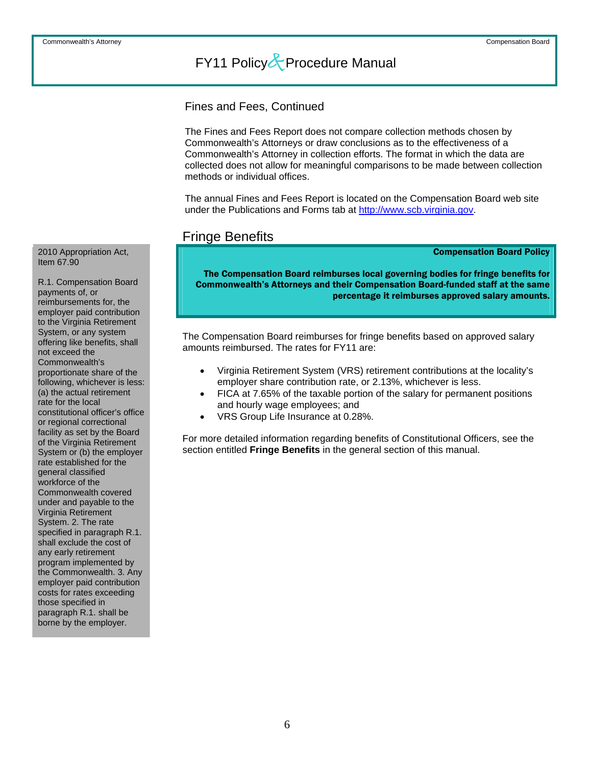## Fines and Fees, Continued

The Fines and Fees Report does not compare collection methods chosen by Commonwealth's Attorneys or draw conclusions as to the effectiveness of a Commonwealth's Attorney in collection efforts. The format in which the data are collected does not allow for meaningful comparisons to be made between collection methods or individual offices.

The annual Fines and Fees Report is located on the Compensation Board web site under the Publications and Forms tab at http://www.scb.virginia.gov.

## Fringe Benefits

2010 Appropriation Act, Item 67.90

R.1. Compensation Board payments of, or reimbursements for, the employer paid contribution to the Virginia Retirement System, or any system offering like benefits, shall not exceed the Commonwealth's proportionate share of the following, whichever is less: (a) the actual retirement rate for the local constitutional officer's office or regional correctional facility as set by the Board of the Virginia Retirement System or (b) the employer rate established for the general classified workforce of the Commonwealth covered under and payable to the Virginia Retirement System. 2. The rate specified in paragraph R.1. shall exclude the cost of any early retirement program implemented by the Commonwealth. 3. Any employer paid contribution costs for rates exceeding those specified in paragraph R.1. shall be borne by the employer.

**Compensation Board Policy**

**The Compensation Board reimburses local governing bodies for fringe benefits for Commonwealth's Attorneys and their Compensation Board-funded staff at the same percentage it reimburses approved salary amounts.**

The Compensation Board reimburses for fringe benefits based on approved salary amounts reimbursed. The rates for FY11 are:

- Virginia Retirement System (VRS) retirement contributions at the locality's employer share contribution rate, or 2.13%, whichever is less.
- FICA at 7.65% of the taxable portion of the salary for permanent positions and hourly wage employees; and
- VRS Group Life Insurance at 0.28%.

For more detailed information regarding benefits of Constitutional Officers, see the section entitled **Fringe Benefits** in the general section of this manual.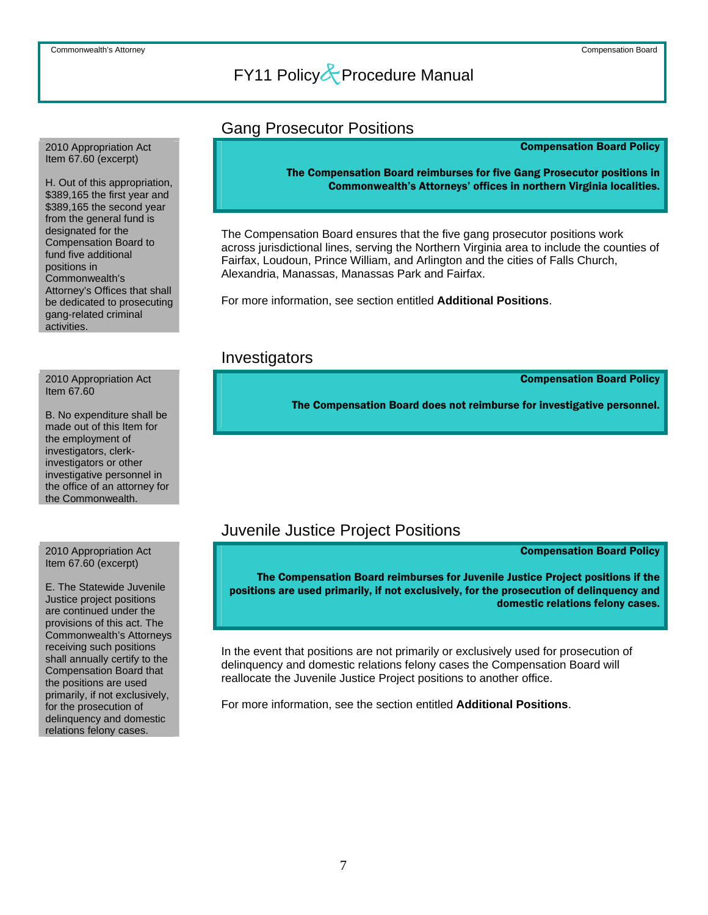## Gang Prosecutor Positions

2010 Appropriation Act
Item 67.60 (excerpt)

H. Out of this appropriation, $389,165 the first year and $389,165 the second year from the general fund is designated for the Compensation Board to fund five additional positions in Commonwealth's Attorney's Offices that shall be dedicated to prosecuting gang-related criminal activities.

**Compensation Board Policy**

**The Compensation Board reimburses for five Gang Prosecutor positions in Commonwealth's Attorneys' offices in northern Virginia localities.**

The Compensation Board ensures that the five gang prosecutor positions work across jurisdictional lines, serving the Northern Virginia area to include the counties of Fairfax, Loudoun, Prince William, and Arlington and the cities of Falls Church, Alexandria, Manassas, Manassas Park and Fairfax.

For more information, see section entitled **Additional Positions**.

## Investigators

2010 Appropriation Act
Item 67.60

B. No expenditure shall be made out of this Item for the employment of investigators, clerk-investigators or other investigative personnel in the office of an attorney for the Commonwealth.

**Compensation Board Policy**

**The Compensation Board does not reimburse for investigative personnel.**

## Juvenile Justice Project Positions

2010 Appropriation Act
Item 67.60 (excerpt)

E. The Statewide Juvenile Justice project positions are continued under the provisions of this act. The Commonwealth's Attorneys receiving such positions shall annually certify to the Compensation Board that the positions are used primarily, if not exclusively, for the prosecution of delinquency and domestic relations felony cases.

**Compensation Board Policy**

**The Compensation Board reimburses for Juvenile Justice Project positions if the positions are used primarily, if not exclusively, for the prosecution of delinquency and domestic relations felony cases.**

In the event that positions are not primarily or exclusively used for prosecution of delinquency and domestic relations felony cases the Compensation Board will reallocate the Juvenile Justice Project positions to another office.

For more information, see the section entitled **Additional Positions**.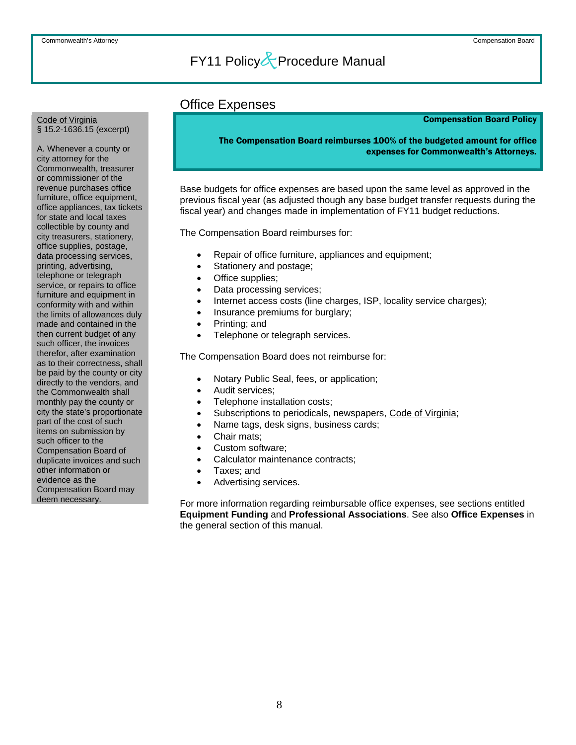## Office Expenses

**Compensation Board Policy**

**The Compensation Board reimburses 100% of the budgeted amount for office expenses for Commonwealth's Attorneys.**

Code of Virginia
§ 15.2-1636.15 (excerpt)

A. Whenever a county or city attorney for the Commonwealth, treasurer or commissioner of the revenue purchases office furniture, office equipment, office appliances, tax tickets for state and local taxes collectible by county and city treasurers, stationery, office supplies, postage, data processing services, printing, advertising, telephone or telegraph service, or repairs to office furniture and equipment in conformity with and within the limits of allowances duly made and contained in the then current budget of any such officer, the invoices therefor, after examination as to their correctness, shall be paid by the county or city directly to the vendors, and the Commonwealth shall monthly pay the county or city the state's proportionate part of the cost of such items on submission by such officer to the Compensation Board of duplicate invoices and such other information or evidence as the Compensation Board may deem necessary.

Base budgets for office expenses are based upon the same level as approved in the previous fiscal year (as adjusted though any base budget transfer requests during the fiscal year) and changes made in implementation of FY11 budget reductions.

The Compensation Board reimburses for:

- Repair of office furniture, appliances and equipment;
- Stationery and postage;
- Office supplies;
- Data processing services;
- Internet access costs (line charges, ISP, locality service charges);
- Insurance premiums for burglary;
- Printing; and
- Telephone or telegraph services.

The Compensation Board does not reimburse for:

- Notary Public Seal, fees, or application;
- Audit services;
- Telephone installation costs;
- Subscriptions to periodicals, newspapers, Code of Virginia;
- Name tags, desk signs, business cards;
- Chair mats;
- Custom software;
- Calculator maintenance contracts;
- Taxes; and
- Advertising services.

For more information regarding reimbursable office expenses, see sections entitled **Equipment Funding** and **Professional Associations**. See also **Office Expenses** in the general section of this manual.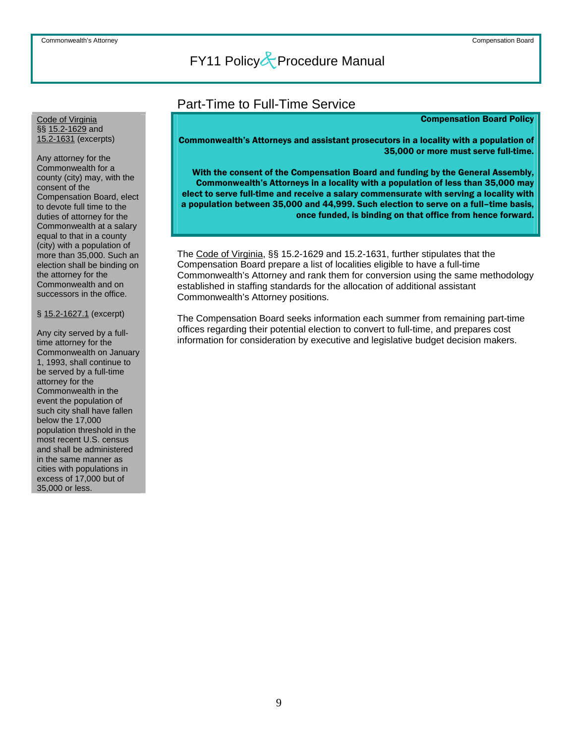## Part-Time to Full-Time Service

Code of Virginia §§ 15.2-1629 and 15.2-1631 (excerpts)

Any attorney for the Commonwealth for a county (city) may, with the consent of the Compensation Board, elect to devote full time to the duties of attorney for the Commonwealth at a salary equal to that in a county (city) with a population of more than 35,000. Such an election shall be binding on the attorney for the Commonwealth and on successors in the office.

§ 15.2-1627.1 (excerpt)

Any city served by a full-time attorney for the Commonwealth on January 1, 1993, shall continue to be served by a full-time attorney for the Commonwealth in the event the population of such city shall have fallen below the 17,000 population threshold in the most recent U.S. census and shall be administered in the same manner as cities with populations in excess of 17,000 but of 35,000 or less.

**Compensation Board Policy**

**Commonwealth's Attorneys and assistant prosecutors in a locality with a population of 35,000 or more must serve full-time.**

**With the consent of the Compensation Board and funding by the General Assembly, Commonwealth's Attorneys in a locality with a population of less than 35,000 may elect to serve full-time and receive a salary commensurate with serving a locality with a population between 35,000 and 44,999. Such election to serve on a full–time basis, once funded, is binding on that office from hence forward.**

The Code of Virginia, §§ 15.2-1629 and 15.2-1631, further stipulates that the Compensation Board prepare a list of localities eligible to have a full-time Commonwealth's Attorney and rank them for conversion using the same methodology established in staffing standards for the allocation of additional assistant Commonwealth's Attorney positions.

The Compensation Board seeks information each summer from remaining part-time offices regarding their potential election to convert to full-time, and prepares cost information for consideration by executive and legislative budget decision makers.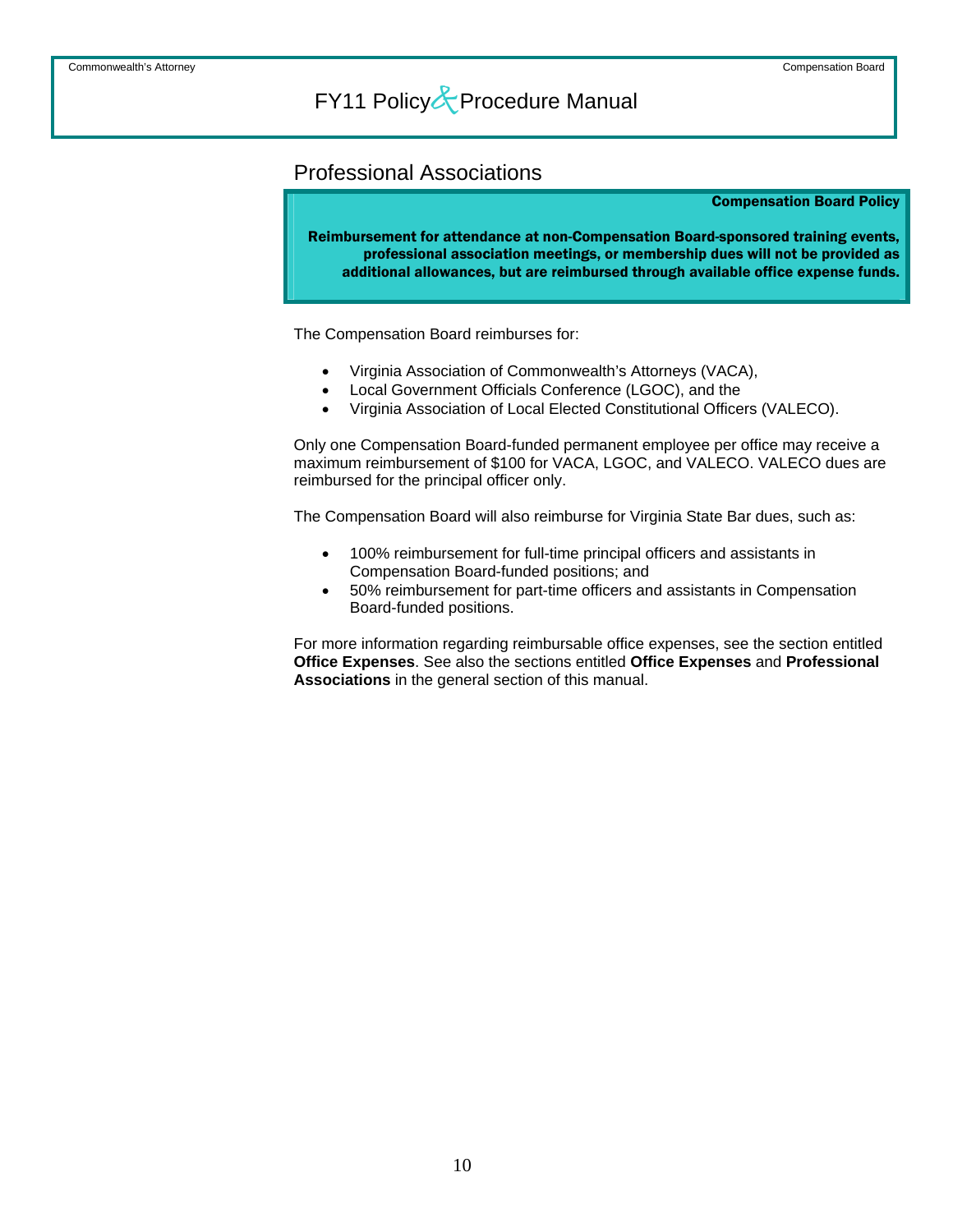## Professional Associations

> **Compensation Board Policy**
>
> **Reimbursement for attendance at non-Compensation Board-sponsored training events, professional association meetings, or membership dues will not be provided as additional allowances, but are reimbursed through available office expense funds.**

The Compensation Board reimburses for:

- Virginia Association of Commonwealth's Attorneys (VACA),
- Local Government Officials Conference (LGOC), and the
- Virginia Association of Local Elected Constitutional Officers (VALECO).

Only one Compensation Board-funded permanent employee per office may receive a maximum reimbursement of $100 for VACA, LGOC, and VALECO. VALECO dues are reimbursed for the principal officer only.

The Compensation Board will also reimburse for Virginia State Bar dues, such as:

- 100% reimbursement for full-time principal officers and assistants in Compensation Board-funded positions; and
- 50% reimbursement for part-time officers and assistants in Compensation Board-funded positions.

For more information regarding reimbursable office expenses, see the section entitled **Office Expenses**. See also the sections entitled **Office Expenses** and **Professional Associations** in the general section of this manual.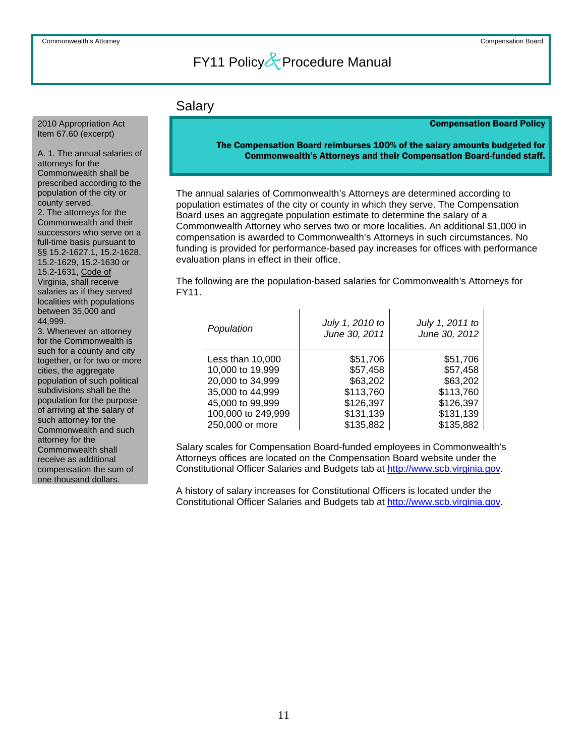## Salary

2010 Appropriation Act Item 67.60 (excerpt)

A. 1. The annual salaries of attorneys for the Commonwealth shall be prescribed according to the population of the city or county served.
2. The attorneys for the Commonwealth and their successors who serve on a full-time basis pursuant to §§ 15.2-1627.1, 15.2-1628, 15.2-1629, 15.2-1630 or 15.2-1631, Code of Virginia, shall receive salaries as if they served localities with populations between 35,000 and 44,999.
3. Whenever an attorney for the Commonwealth is such for a county and city together, or for two or more cities, the aggregate population of such political subdivisions shall be the population for the purpose of arriving at the salary of such attorney for the Commonwealth and such attorney for the Commonwealth shall receive as additional compensation the sum of one thousand dollars.

**Compensation Board Policy**

**The Compensation Board reimburses 100% of the salary amounts budgeted for Commonwealth's Attorneys and their Compensation Board-funded staff.**

The annual salaries of Commonwealth's Attorneys are determined according to population estimates of the city or county in which they serve. The Compensation Board uses an aggregate population estimate to determine the salary of a Commonwealth Attorney who serves two or more localities. An additional $1,000 in compensation is awarded to Commonwealth's Attorneys in such circumstances. No funding is provided for performance-based pay increases for offices with performance evaluation plans in effect in their office.

The following are the population-based salaries for Commonwealth's Attorneys for FY11.

| *Population* | *July 1, 2010 to June 30, 2011* | *July 1, 2011 to June 30, 2012* |
|---|---|---|
| Less than 10,000 | $51,706 | $51,706 |
| 10,000 to 19,999 | $57,458 | $57,458 |
| 20,000 to 34,999 | $63,202 | $63,202 |
| 35,000 to 44,999 | $113,760 | $113,760 |
| 45,000 to 99,999 | $126,397 | $126,397 |
| 100,000 to 249,999 | $131,139 | $131,139 |
| 250,000 or more | $135,882 | $135,882 |

Salary scales for Compensation Board-funded employees in Commonwealth's Attorneys offices are located on the Compensation Board website under the Constitutional Officer Salaries and Budgets tab at http://www.scb.virginia.gov.

A history of salary increases for Constitutional Officers is located under the Constitutional Officer Salaries and Budgets tab at http://www.scb.virginia.gov.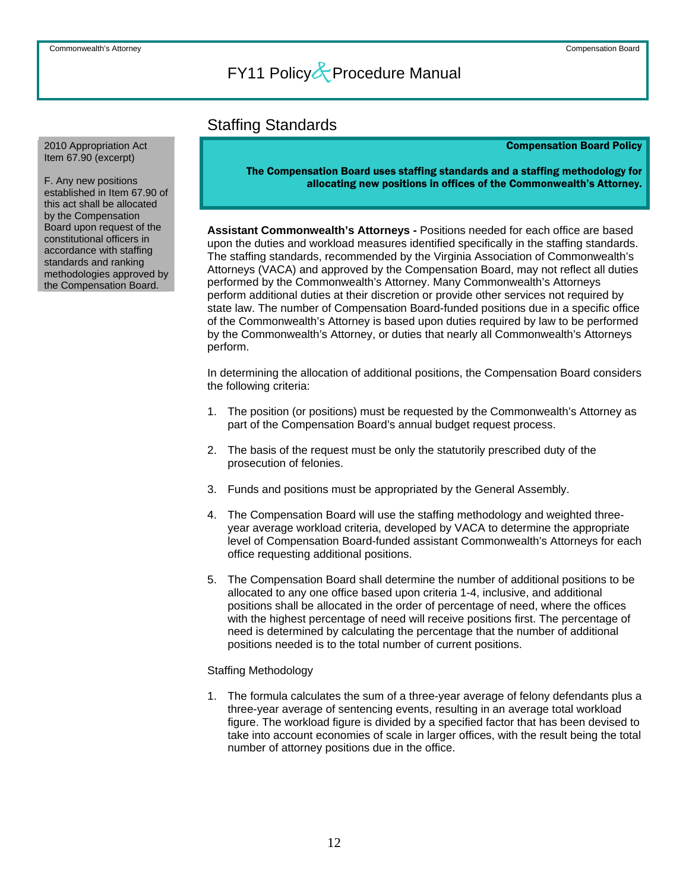## Staffing Standards

2010 Appropriation Act Item 67.90 (excerpt)

F. Any new positions established in Item 67.90 of this act shall be allocated by the Compensation Board upon request of the constitutional officers in accordance with staffing standards and ranking methodologies approved by the Compensation Board.

**Compensation Board Policy**

**The Compensation Board uses staffing standards and a staffing methodology for allocating new positions in offices of the Commonwealth's Attorney.**

**Assistant Commonwealth's Attorneys -** Positions needed for each office are based upon the duties and workload measures identified specifically in the staffing standards. The staffing standards, recommended by the Virginia Association of Commonwealth's Attorneys (VACA) and approved by the Compensation Board, may not reflect all duties performed by the Commonwealth's Attorney. Many Commonwealth's Attorneys perform additional duties at their discretion or provide other services not required by state law. The number of Compensation Board-funded positions due in a specific office of the Commonwealth's Attorney is based upon duties required by law to be performed by the Commonwealth's Attorney, or duties that nearly all Commonwealth's Attorneys perform.

In determining the allocation of additional positions, the Compensation Board considers the following criteria:

1. The position (or positions) must be requested by the Commonwealth's Attorney as part of the Compensation Board's annual budget request process.

2. The basis of the request must be only the statutorily prescribed duty of the prosecution of felonies.

3. Funds and positions must be appropriated by the General Assembly.

4. The Compensation Board will use the staffing methodology and weighted three-year average workload criteria, developed by VACA to determine the appropriate level of Compensation Board-funded assistant Commonwealth's Attorneys for each office requesting additional positions.

5. The Compensation Board shall determine the number of additional positions to be allocated to any one office based upon criteria 1-4, inclusive, and additional positions shall be allocated in the order of percentage of need, where the offices with the highest percentage of need will receive positions first. The percentage of need is determined by calculating the percentage that the number of additional positions needed is to the total number of current positions.

Staffing Methodology

1. The formula calculates the sum of a three-year average of felony defendants plus a three-year average of sentencing events, resulting in an average total workload figure. The workload figure is divided by a specified factor that has been devised to take into account economies of scale in larger offices, with the result being the total number of attorney positions due in the office.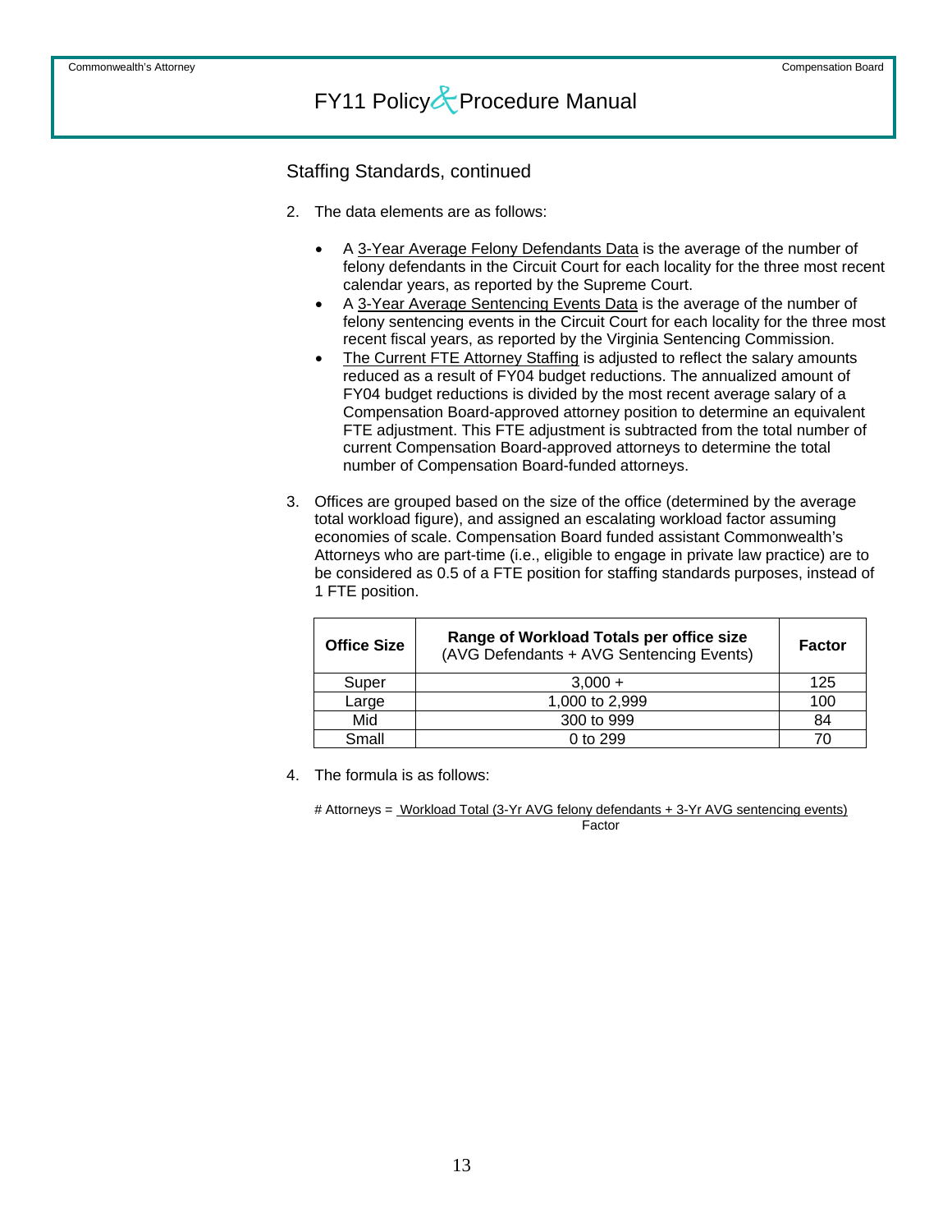## Staffing Standards, continued

2. The data elements are as follows:

   - A 3-Year Average Felony Defendants Data is the average of the number of felony defendants in the Circuit Court for each locality for the three most recent calendar years, as reported by the Supreme Court.
   - A 3-Year Average Sentencing Events Data is the average of the number of felony sentencing events in the Circuit Court for each locality for the three most recent fiscal years, as reported by the Virginia Sentencing Commission.
   - The Current FTE Attorney Staffing is adjusted to reflect the salary amounts reduced as a result of FY04 budget reductions. The annualized amount of FY04 budget reductions is divided by the most recent average salary of a Compensation Board-approved attorney position to determine an equivalent FTE adjustment. This FTE adjustment is subtracted from the total number of current Compensation Board-approved attorneys to determine the total number of Compensation Board-funded attorneys.

3. Offices are grouped based on the size of the office (determined by the average total workload figure), and assigned an escalating workload factor assuming economies of scale. Compensation Board funded assistant Commonwealth's Attorneys who are part-time (i.e., eligible to engage in private law practice) are to be considered as 0.5 of a FTE position for staffing standards purposes, instead of 1 FTE position.

| **Office Size** | **Range of Workload Totals per office size** (AVG Defendants + AVG Sentencing Events) | **Factor** |
|---|---|---|
| Super | 3,000 + | 125 |
| Large | 1,000 to 2,999 | 100 |
| Mid | 300 to 999 | 84 |
| Small | 0 to 299 | 70 |

4. The formula is as follows:

$$\text{\# Attorneys} = \frac{\text{Workload Total (3-Yr AVG felony defendants + 3-Yr AVG sentencing events)}}{\text{Factor}}$$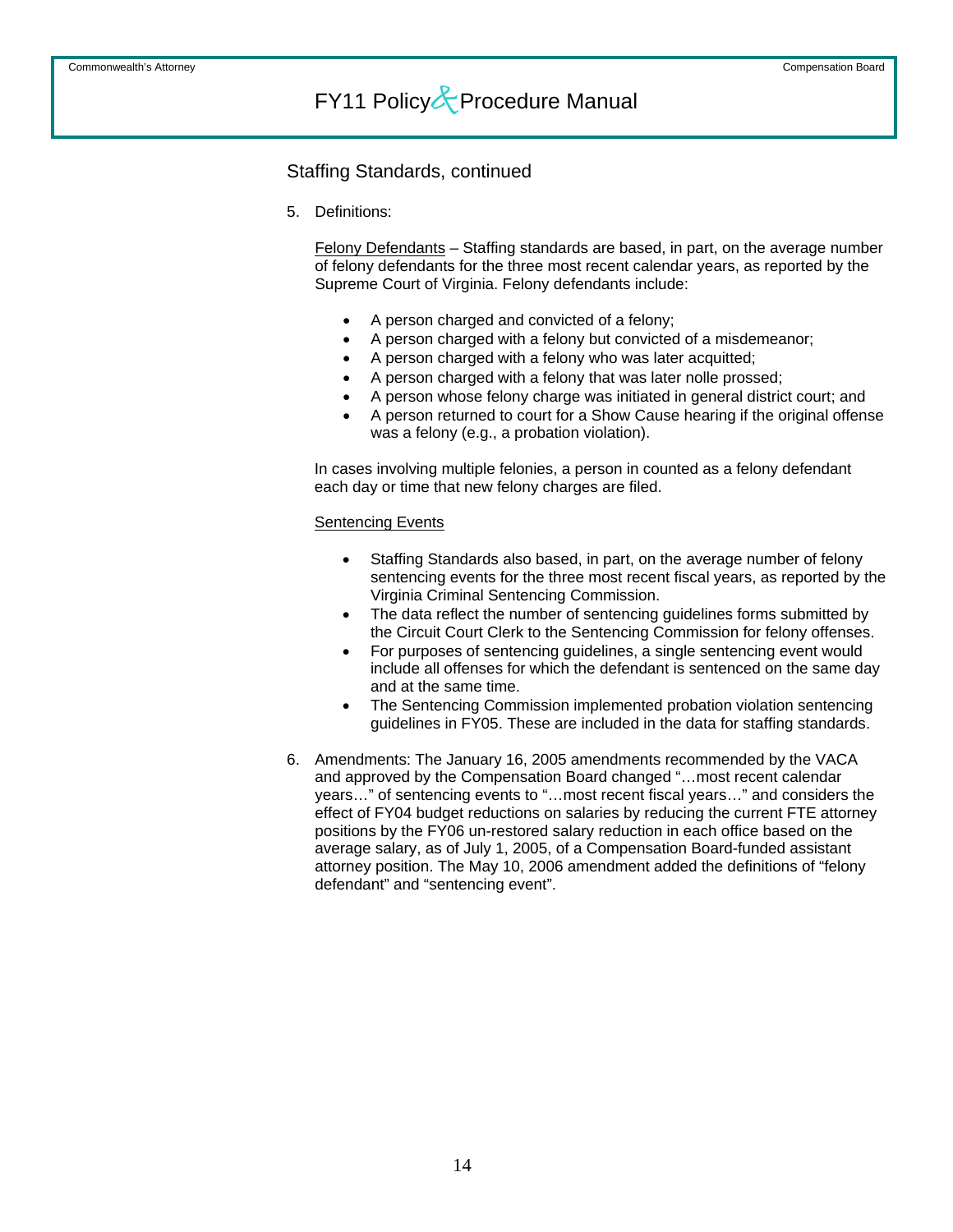## Staffing Standards, continued

5. Definitions:

   Felony Defendants – Staffing standards are based, in part, on the average number of felony defendants for the three most recent calendar years, as reported by the Supreme Court of Virginia. Felony defendants include:

   - A person charged and convicted of a felony;
   - A person charged with a felony but convicted of a misdemeanor;
   - A person charged with a felony who was later acquitted;
   - A person charged with a felony that was later nolle prossed;
   - A person whose felony charge was initiated in general district court; and
   - A person returned to court for a Show Cause hearing if the original offense was a felony (e.g., a probation violation).

   In cases involving multiple felonies, a person in counted as a felony defendant each day or time that new felony charges are filed.

   Sentencing Events

   - Staffing Standards also based, in part, on the average number of felony sentencing events for the three most recent fiscal years, as reported by the Virginia Criminal Sentencing Commission.
   - The data reflect the number of sentencing guidelines forms submitted by the Circuit Court Clerk to the Sentencing Commission for felony offenses.
   - For purposes of sentencing guidelines, a single sentencing event would include all offenses for which the defendant is sentenced on the same day and at the same time.
   - The Sentencing Commission implemented probation violation sentencing guidelines in FY05. These are included in the data for staffing standards.

6. Amendments: The January 16, 2005 amendments recommended by the VACA and approved by the Compensation Board changed "…most recent calendar years…" of sentencing events to "…most recent fiscal years…" and considers the effect of FY04 budget reductions on salaries by reducing the current FTE attorney positions by the FY06 un-restored salary reduction in each office based on the average salary, as of July 1, 2005, of a Compensation Board-funded assistant attorney position. The May 10, 2006 amendment added the definitions of "felony defendant" and "sentencing event".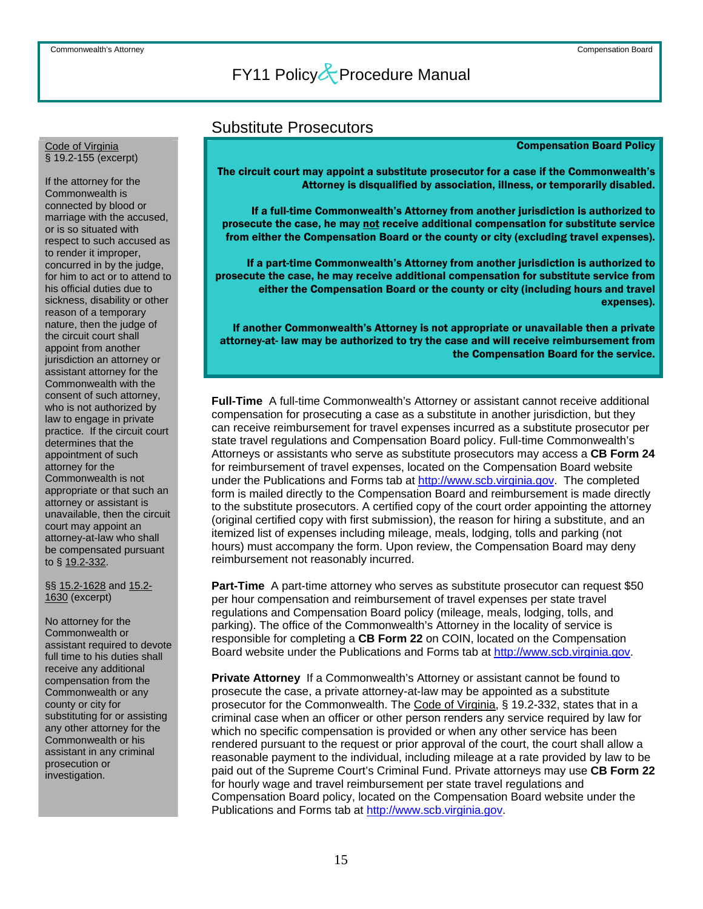## Substitute Prosecutors

Code of Virginia
§ 19.2-155 (excerpt)

If the attorney for the Commonwealth is connected by blood or marriage with the accused, or is so situated with respect to such accused as to render it improper, concurred in by the judge, for him to act or to attend to his official duties due to sickness, disability or other reason of a temporary nature, then the judge of the circuit court shall appoint from another jurisdiction an attorney or assistant attorney for the Commonwealth with the consent of such attorney, who is not authorized by law to engage in private practice. If the circuit court determines that the appointment of such attorney for the Commonwealth is not appropriate or that such an attorney or assistant is unavailable, then the circuit court may appoint an attorney-at-law who shall be compensated pursuant to § 19.2-332.

§§ 15.2-1628 and 15.2-1630 (excerpt)

No attorney for the Commonwealth or assistant required to devote full time to his duties shall receive any additional compensation from the Commonwealth or any county or city for substituting for or assisting any other attorney for the Commonwealth or his assistant in any criminal prosecution or investigation.

**Compensation Board Policy**

**The circuit court may appoint a substitute prosecutor for a case if the Commonwealth's Attorney is disqualified by association, illness, or temporarily disabled.**

**If a full-time Commonwealth's Attorney from another jurisdiction is authorized to prosecute the case, he may not receive additional compensation for substitute service from either the Compensation Board or the county or city (excluding travel expenses).**

**If a part-time Commonwealth's Attorney from another jurisdiction is authorized to prosecute the case, he may receive additional compensation for substitute service from either the Compensation Board or the county or city (including hours and travel expenses).**

**If another Commonwealth's Attorney is not appropriate or unavailable then a private attorney-at- law may be authorized to try the case and will receive reimbursement from the Compensation Board for the service.**

**Full-Time** A full-time Commonwealth's Attorney or assistant cannot receive additional compensation for prosecuting a case as a substitute in another jurisdiction, but they can receive reimbursement for travel expenses incurred as a substitute prosecutor per state travel regulations and Compensation Board policy. Full-time Commonwealth's Attorneys or assistants who serve as substitute prosecutors may access a **CB Form 24** for reimbursement of travel expenses, located on the Compensation Board website under the Publications and Forms tab at http://www.scb.virginia.gov. The completed form is mailed directly to the Compensation Board and reimbursement is made directly to the substitute prosecutors. A certified copy of the court order appointing the attorney (original certified copy with first submission), the reason for hiring a substitute, and an itemized list of expenses including mileage, meals, lodging, tolls and parking (not hours) must accompany the form. Upon review, the Compensation Board may deny reimbursement not reasonably incurred.

**Part-Time** A part-time attorney who serves as substitute prosecutor can request $50 per hour compensation and reimbursement of travel expenses per state travel regulations and Compensation Board policy (mileage, meals, lodging, tolls, and parking). The office of the Commonwealth's Attorney in the locality of service is responsible for completing a **CB Form 22** on COIN, located on the Compensation Board website under the Publications and Forms tab at http://www.scb.virginia.gov.

**Private Attorney** If a Commonwealth's Attorney or assistant cannot be found to prosecute the case, a private attorney-at-law may be appointed as a substitute prosecutor for the Commonwealth. The Code of Virginia, § 19.2-332, states that in a criminal case when an officer or other person renders any service required by law for which no specific compensation is provided or when any other service has been rendered pursuant to the request or prior approval of the court, the court shall allow a reasonable payment to the individual, including mileage at a rate provided by law to be paid out of the Supreme Court's Criminal Fund. Private attorneys may use **CB Form 22** for hourly wage and travel reimbursement per state travel regulations and Compensation Board policy, located on the Compensation Board website under the Publications and Forms tab at http://www.scb.virginia.gov.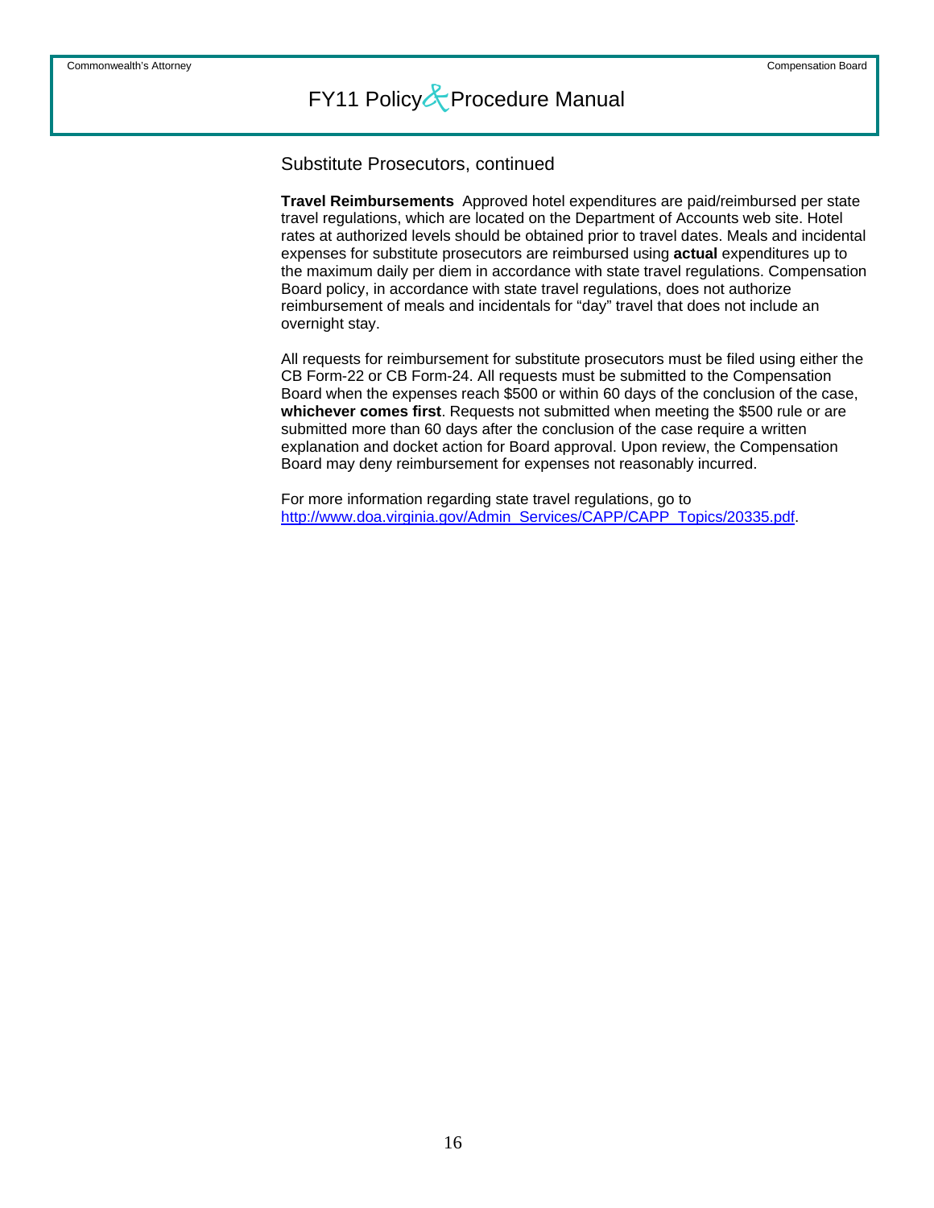## Substitute Prosecutors, continued

**Travel Reimbursements** Approved hotel expenditures are paid/reimbursed per state travel regulations, which are located on the Department of Accounts web site. Hotel rates at authorized levels should be obtained prior to travel dates. Meals and incidental expenses for substitute prosecutors are reimbursed using **actual** expenditures up to the maximum daily per diem in accordance with state travel regulations. Compensation Board policy, in accordance with state travel regulations, does not authorize reimbursement of meals and incidentals for "day" travel that does not include an overnight stay.

All requests for reimbursement for substitute prosecutors must be filed using either the CB Form-22 or CB Form-24. All requests must be submitted to the Compensation Board when the expenses reach $500 or within 60 days of the conclusion of the case, **whichever comes first**. Requests not submitted when meeting the $500 rule or are submitted more than 60 days after the conclusion of the case require a written explanation and docket action for Board approval. Upon review, the Compensation Board may deny reimbursement for expenses not reasonably incurred.

For more information regarding state travel regulations, go to [http://www.doa.virginia.gov/Admin_Services/CAPP/CAPP_Topics/20335.pdf](http://www.doa.virginia.gov/Admin_Services/CAPP/CAPP_Topics/20335.pdf).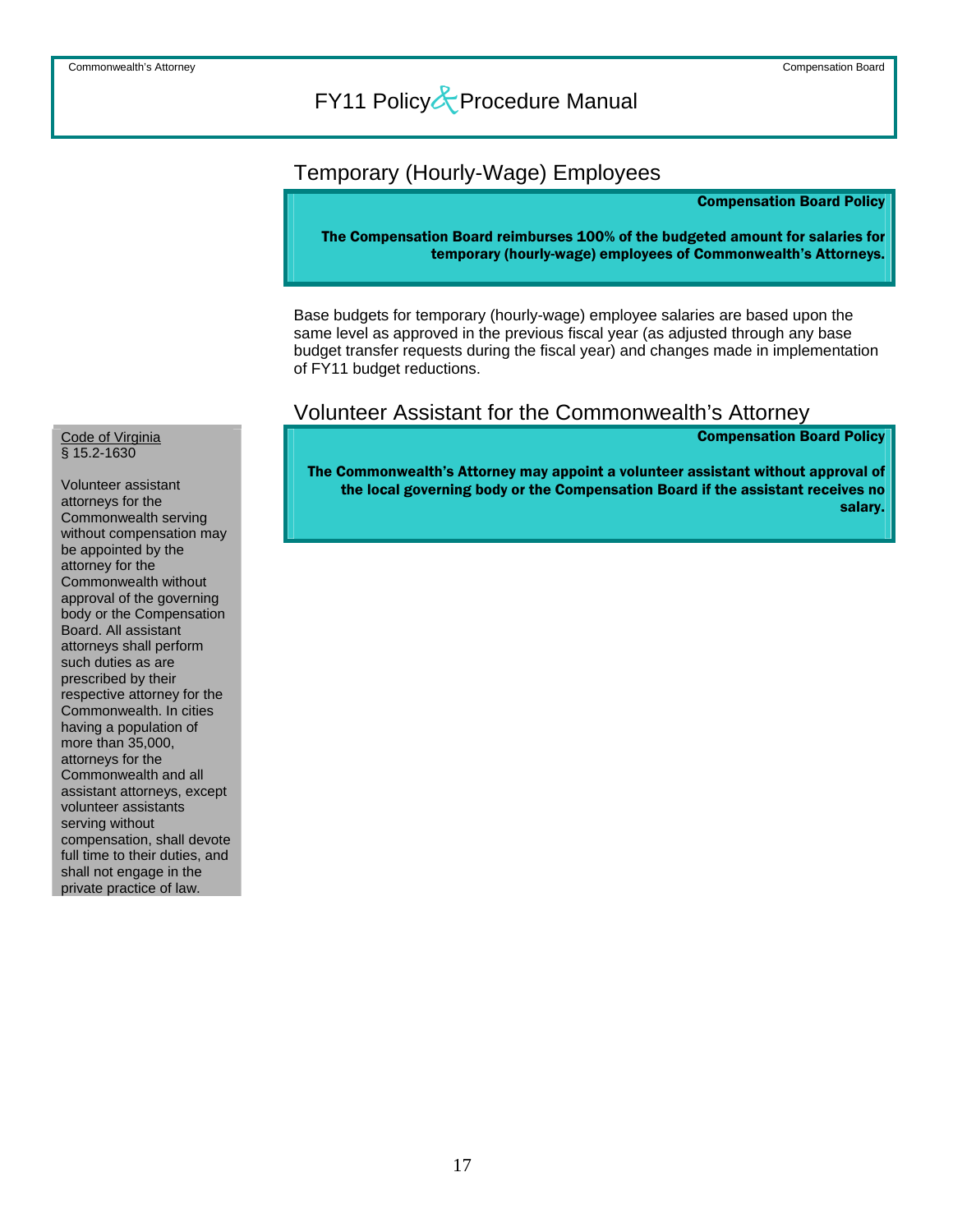## Temporary (Hourly-Wage) Employees

**Compensation Board Policy**

**The Compensation Board reimburses 100% of the budgeted amount for salaries for temporary (hourly-wage) employees of Commonwealth's Attorneys.**

Base budgets for temporary (hourly-wage) employee salaries are based upon the same level as approved in the previous fiscal year (as adjusted through any base budget transfer requests during the fiscal year) and changes made in implementation of FY11 budget reductions.

## Volunteer Assistant for the Commonwealth's Attorney

**Compensation Board Policy**

**The Commonwealth's Attorney may appoint a volunteer assistant without approval of the local governing body or the Compensation Board if the assistant receives no salary.**

Code of Virginia
§ 15.2-1630

Volunteer assistant attorneys for the Commonwealth serving without compensation may be appointed by the attorney for the Commonwealth without approval of the governing body or the Compensation Board. All assistant attorneys shall perform such duties as are prescribed by their respective attorney for the Commonwealth. In cities having a population of more than 35,000, attorneys for the Commonwealth and all assistant attorneys, except volunteer assistants serving without compensation, shall devote full time to their duties, and shall not engage in the private practice of law.